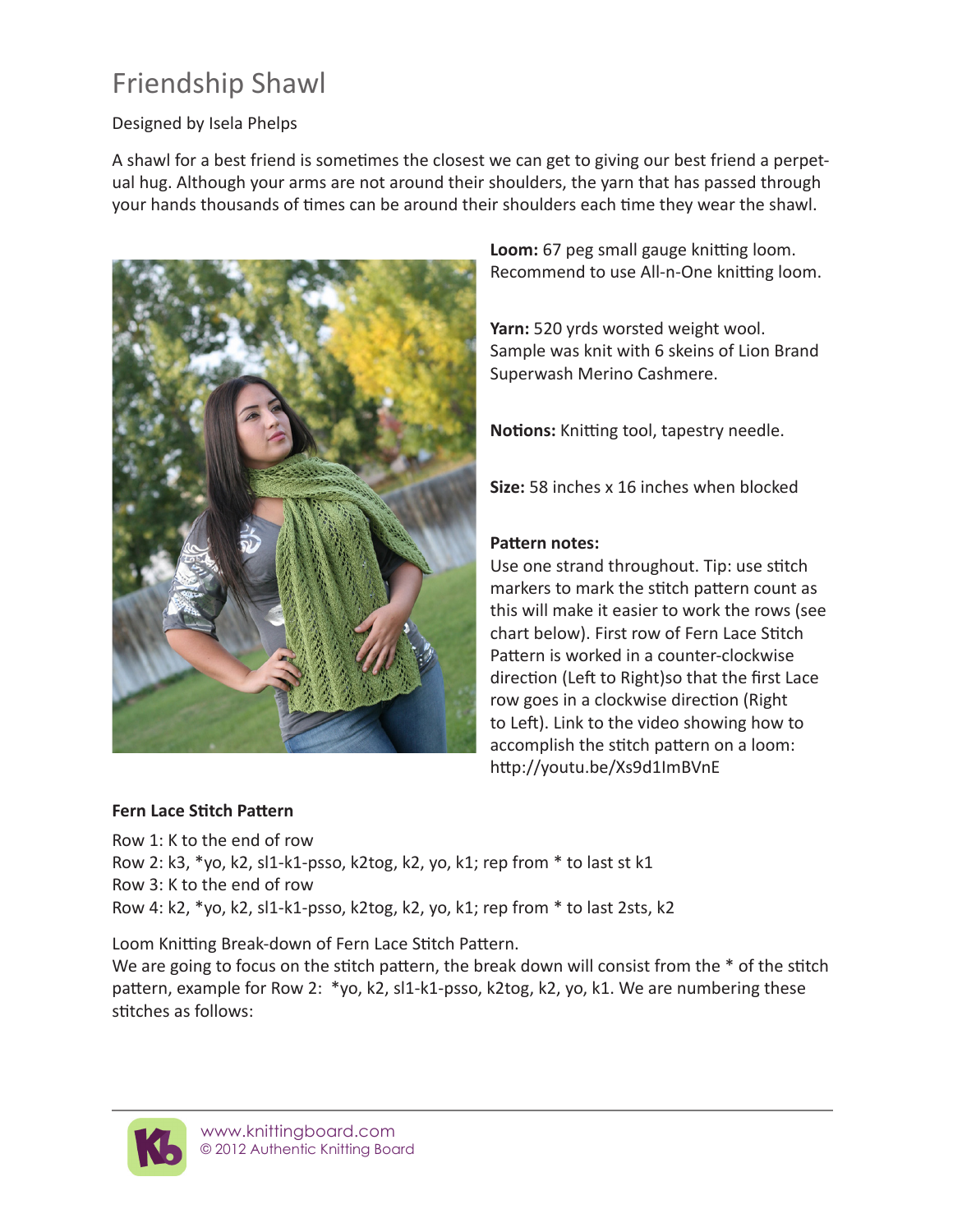# Friendship Shawl

Designed by Isela Phelps

A shawl for a best friend is sometimes the closest we can get to giving our best friend a perpetual hug. Although your arms are not around their shoulders, the yarn that has passed through your hands thousands of times can be around their shoulders each time they wear the shawl.

**Loom:** 67 peg small gauge knitting loom. Recommend to use All-n-One knitting loom.

**Yarn:** 520 yrds worsted weight wool. Sample was knit with 6 skeins of Lion Brand Superwash Merino Cashmere.

**Notions:** Knitting tool, tapestry needle.

**Size:** 58 inches x 16 inches when blocked

**Pattern notes:**
Use one strand throughout. Tip: use stitch markers to mark the stitch pattern count as this will make it easier to work the rows (see chart below). First row of Fern Lace Stitch Pattern is worked in a counter-clockwise direction (Left to Right)so that the first Lace row goes in a clockwise direction (Right to Left). Link to the video showing how to accomplish the stitch pattern on a loom: http://youtu.be/Xs9d1ImBVnE

**Fern Lace Stitch Pattern**

Row 1: K to the end of row
Row 2: k3, *yo, k2, sl1-k1-psso, k2tog, k2, yo, k1; rep from * to last st k1
Row 3: K to the end of row
Row 4: k2, *yo, k2, sl1-k1-psso, k2tog, k2, yo, k1; rep from * to last 2sts, k2

Loom Knitting Break-down of Fern Lace Stitch Pattern.
We are going to focus on the stitch pattern, the break down will consist from the * of the stitch pattern, example for Row 2: *yo, k2, sl1-k1-psso, k2tog, k2, yo, k1. We are numbering these stitches as follows: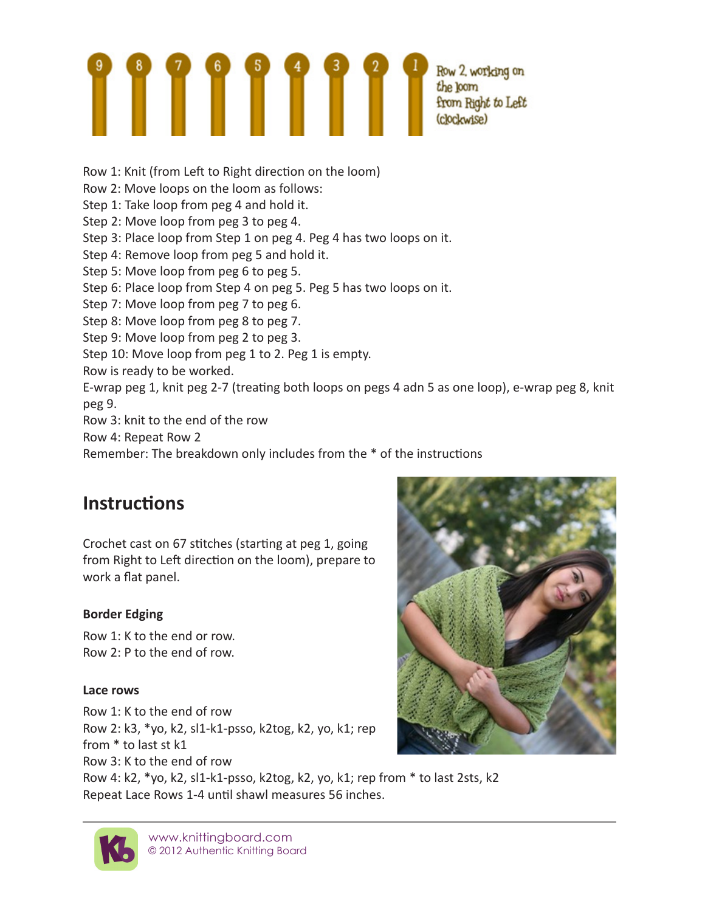Row 2, working on the loom from Right to Left (clockwise)

Row 1: Knit (from Left to Right direction on the loom)
Row 2: Move loops on the loom as follows:
Step 1: Take loop from peg 4 and hold it.
Step 2: Move loop from peg 3 to peg 4.
Step 3: Place loop from Step 1 on peg 4. Peg 4 has two loops on it.
Step 4: Remove loop from peg 5 and hold it.
Step 5: Move loop from peg 6 to peg 5.
Step 6: Place loop from Step 4 on peg 5. Peg 5 has two loops on it.
Step 7: Move loop from peg 7 to peg 6.
Step 8: Move loop from peg 8 to peg 7.
Step 9: Move loop from peg 2 to peg 3.
Step 10: Move loop from peg 1 to 2. Peg 1 is empty.
Row is ready to be worked.
E-wrap peg 1, knit peg 2-7 (treating both loops on pegs 4 adn 5 as one loop), e-wrap peg 8, knit peg 9.
Row 3: knit to the end of the row
Row 4: Repeat Row 2
Remember: The breakdown only includes from the * of the instructions

## Instructions

Crochet cast on 67 stitches (starting at peg 1, going from Right to Left direction on the loom), prepare to work a flat panel.

### Border Edging

Row 1: K to the end or row.
Row 2: P to the end of row.

### Lace rows

Row 1: K to the end of row
Row 2: k3, *yo, k2, sl1-k1-psso, k2tog, k2, yo, k1; rep from * to last st k1
Row 3: K to the end of row
Row 4: k2, *yo, k2, sl1-k1-psso, k2tog, k2, yo, k1; rep from * to last 2sts, k2
Repeat Lace Rows 1-4 until shawl measures 56 inches.

www.knittingboard.com
© 2012 Authentic Knitting Board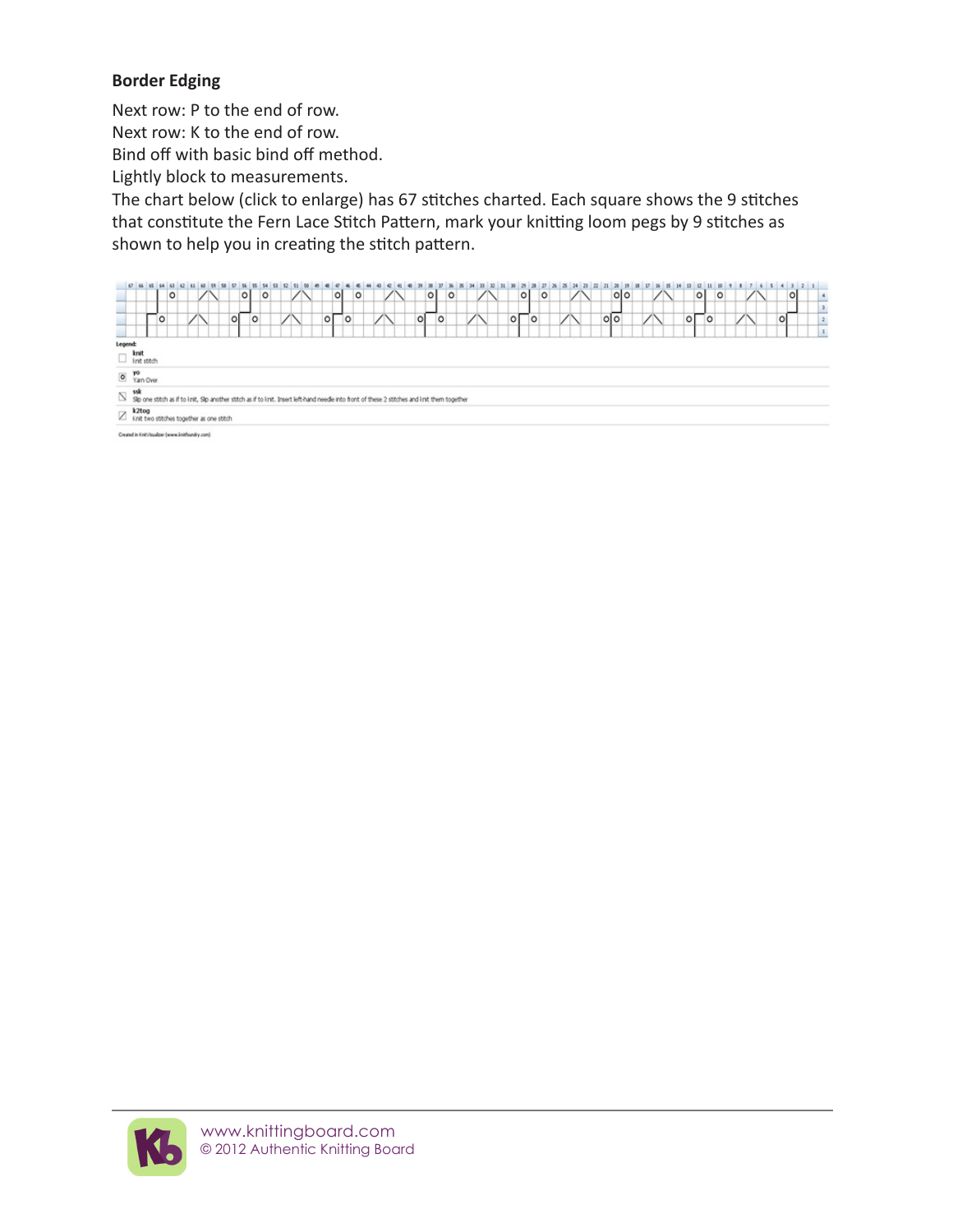## Border Edging

Next row: P to the end of row.
Next row: K to the end of row.
Bind off with basic bind off method.
Lightly block to measurements.
The chart below (click to enlarge) has 67 stitches charted. Each square shows the 9 stitches that constitute the Fern Lace Stitch Pattern, mark your knitting loom pegs by 9 stitches as shown to help you in creating the stitch pattern.

**Legend:**

- **knit** – knit stitch
- **yo** – Yarn Over
- **ssk** – Slip one stitch as if to knit, Slip another stitch as if to knit. Insert left-hand needle into front of these 2 stitches and knit them together
- **k2tog** – knit two stitches together as one stitch

Created in KnitVisualizer (www.knitfoundry.com)